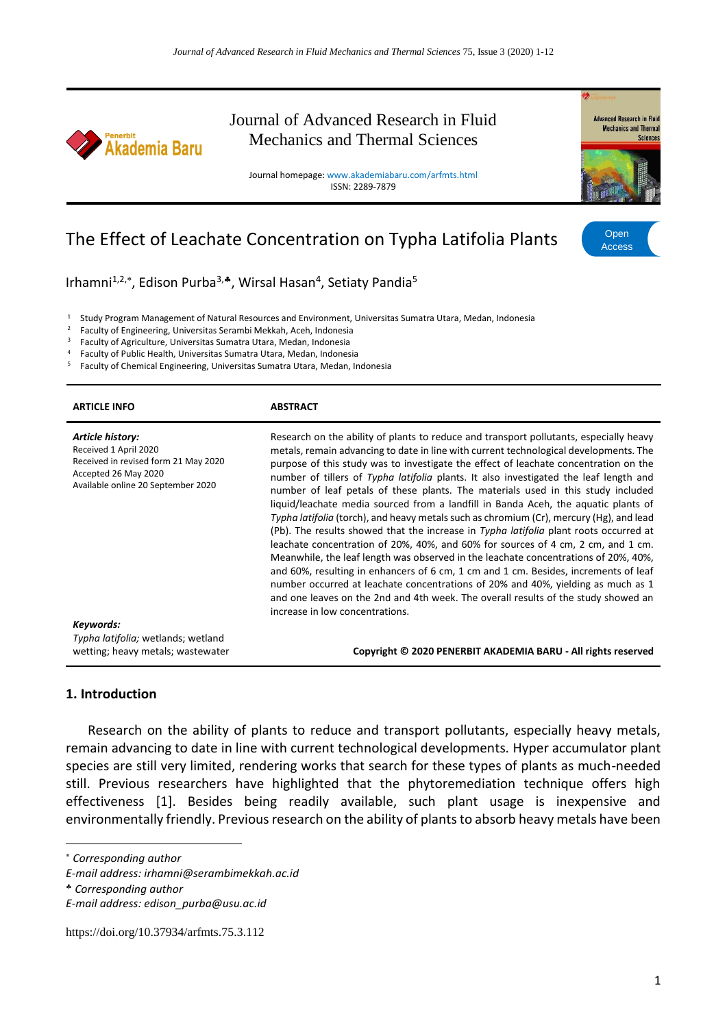Journal of Advanced Research in Fluid Mechanics and Thermal Sciences

Journal homepage: www.akademiabaru.com/arfmts.html
ISSN: 2289-7879

# The Effect of Leachate Concentration on Typha Latifolia Plants

Open Access

Irhamni[1,2,*], Edison Purba[3,♣], Wirsal Hasan[4], Setiaty Pandia[5]

[1] Study Program Management of Natural Resources and Environment, Universitas Sumatra Utara, Medan, Indonesia
[2] Faculty of Engineering, Universitas Serambi Mekkah, Aceh, Indonesia
[3] Faculty of Agriculture, Universitas Sumatra Utara, Medan, Indonesia
[4] Faculty of Public Health, Universitas Sumatra Utara, Medan, Indonesia
[5] Faculty of Chemical Engineering, Universitas Sumatra Utara, Medan, Indonesia

**ARTICLE INFO**

***Article history:***
Received 1 April 2020
Received in revised form 21 May 2020
Accepted 26 May 2020
Available online 20 September 2020

***Keywords:***
*Typha latifolia;* wetlands; wetland wetting; heavy metals; wastewater

**ABSTRACT**

Research on the ability of plants to reduce and transport pollutants, especially heavy metals, remain advancing to date in line with current technological developments. The purpose of this study was to investigate the effect of leachate concentration on the number of tillers of *Typha latifolia* plants. It also investigated the leaf length and number of leaf petals of these plants. The materials used in this study included liquid/leachate media sourced from a landfill in Banda Aceh, the aquatic plants of *Typha latifolia* (torch), and heavy metals such as chromium (Cr), mercury (Hg), and lead (Pb). The results showed that the increase in *Typha latifolia* plant roots occurred at leachate concentration of 20%, 40%, and 60% for sources of 4 cm, 2 cm, and 1 cm. Meanwhile, the leaf length was observed in the leachate concentrations of 20%, 40%, and 60%, resulting in enhancers of 6 cm, 1 cm and 1 cm. Besides, increments of leaf number occurred at leachate concentrations of 20% and 40%, yielding as much as 1 and one leaves on the 2nd and 4th week. The overall results of the study showed an increase in low concentrations.

**Copyright © 2020 PENERBIT AKADEMIA BARU - All rights reserved**

## 1. Introduction

Research on the ability of plants to reduce and transport pollutants, especially heavy metals, remain advancing to date in line with current technological developments. Hyper accumulator plant species are still very limited, rendering works that search for these types of plants as much-needed still. Previous researchers have highlighted that the phytoremediation technique offers high effectiveness [1]. Besides being readily available, such plant usage is inexpensive and environmentally friendly. Previous research on the ability of plants to absorb heavy metals have been

---

* *Corresponding author*
*E-mail address: irhamni@serambimekkah.ac.id*
♣ *Corresponding author*
*E-mail address: edison_purba@usu.ac.id*

https://doi.org/10.37934/arfmts.75.3.112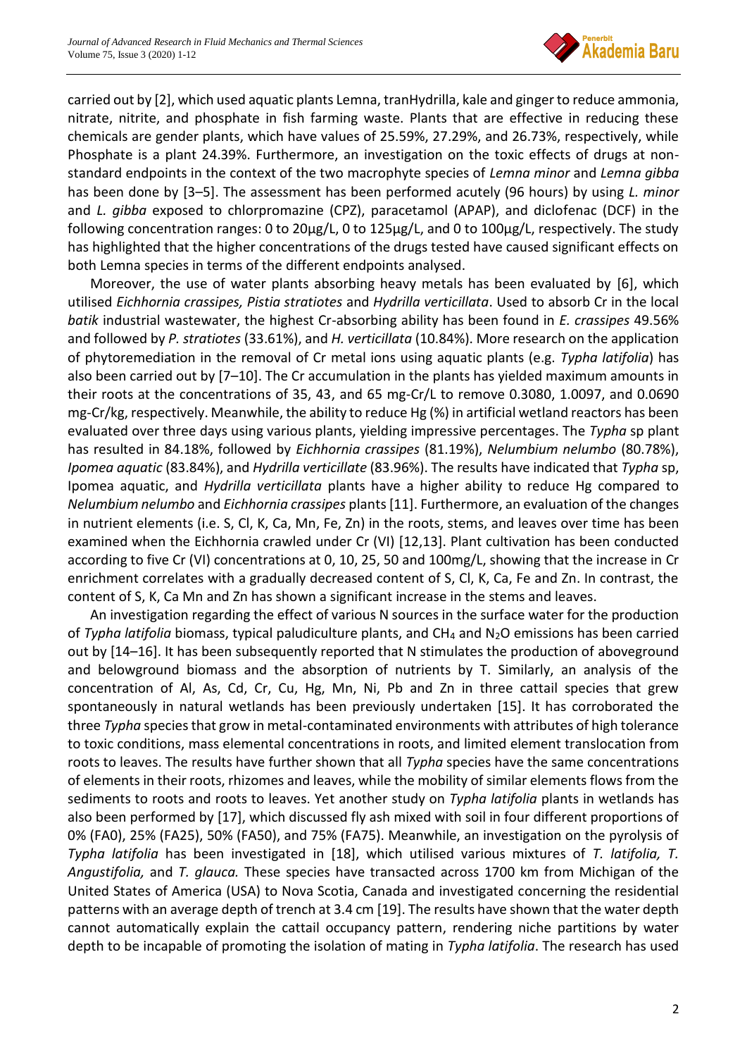carried out by [2], which used aquatic plants Lemna, tranHydrilla, kale and ginger to reduce ammonia, nitrate, nitrite, and phosphate in fish farming waste. Plants that are effective in reducing these chemicals are gender plants, which have values of 25.59%, 27.29%, and 26.73%, respectively, while Phosphate is a plant 24.39%. Furthermore, an investigation on the toxic effects of drugs at non-standard endpoints in the context of the two macrophyte species of *Lemna minor* and *Lemna gibba* has been done by [3–5]. The assessment has been performed acutely (96 hours) by using *L. minor* and *L. gibba* exposed to chlorpromazine (CPZ), paracetamol (APAP), and diclofenac (DCF) in the following concentration ranges: 0 to 20µg/L, 0 to 125µg/L, and 0 to 100µg/L, respectively. The study has highlighted that the higher concentrations of the drugs tested have caused significant effects on both Lemna species in terms of the different endpoints analysed.

Moreover, the use of water plants absorbing heavy metals has been evaluated by [6], which utilised *Eichhornia crassipes, Pistia stratiotes* and *Hydrilla verticillata*. Used to absorb Cr in the local *batik* industrial wastewater, the highest Cr-absorbing ability has been found in *E. crassipes* 49.56% and followed by *P. stratiotes* (33.61%), and *H. verticillata* (10.84%). More research on the application of phytoremediation in the removal of Cr metal ions using aquatic plants (e.g. *Typha latifolia*) has also been carried out by [7–10]. The Cr accumulation in the plants has yielded maximum amounts in their roots at the concentrations of 35, 43, and 65 mg-Cr/L to remove 0.3080, 1.0097, and 0.0690 mg-Cr/kg, respectively. Meanwhile, the ability to reduce Hg (%) in artificial wetland reactors has been evaluated over three days using various plants, yielding impressive percentages. The *Typha* sp plant has resulted in 84.18%, followed by *Eichhornia crassipes* (81.19%), *Nelumbium nelumbo* (80.78%), *Ipomea aquatic* (83.84%), and *Hydrilla verticillate* (83.96%). The results have indicated that *Typha* sp, Ipomea aquatic, and *Hydrilla verticillata* plants have a higher ability to reduce Hg compared to *Nelumbium nelumbo* and *Eichhornia crassipes* plants [11]. Furthermore, an evaluation of the changes in nutrient elements (i.e. S, Cl, K, Ca, Mn, Fe, Zn) in the roots, stems, and leaves over time has been examined when the Eichhornia crawled under Cr (VI) [12,13]. Plant cultivation has been conducted according to five Cr (VI) concentrations at 0, 10, 25, 50 and 100mg/L, showing that the increase in Cr enrichment correlates with a gradually decreased content of S, Cl, K, Ca, Fe and Zn. In contrast, the content of S, K, Ca Mn and Zn has shown a significant increase in the stems and leaves.

An investigation regarding the effect of various N sources in the surface water for the production of *Typha latifolia* biomass, typical paludiculture plants, and $CH_4$ and $N_2O$ emissions has been carried out by [14–16]. It has been subsequently reported that N stimulates the production of aboveground and belowground biomass and the absorption of nutrients by T. Similarly, an analysis of the concentration of Al, As, Cd, Cr, Cu, Hg, Mn, Ni, Pb and Zn in three cattail species that grew spontaneously in natural wetlands has been previously undertaken [15]. It has corroborated the three *Typha* species that grow in metal-contaminated environments with attributes of high tolerance to toxic conditions, mass elemental concentrations in roots, and limited element translocation from roots to leaves. The results have further shown that all *Typha* species have the same concentrations of elements in their roots, rhizomes and leaves, while the mobility of similar elements flows from the sediments to roots and roots to leaves. Yet another study on *Typha latifolia* plants in wetlands has also been performed by [17], which discussed fly ash mixed with soil in four different proportions of 0% (FA0), 25% (FA25), 50% (FA50), and 75% (FA75). Meanwhile, an investigation on the pyrolysis of *Typha latifolia* has been investigated in [18], which utilised various mixtures of *T. latifolia, T. Angustifolia,* and *T. glauca.* These species have transacted across 1700 km from Michigan of the United States of America (USA) to Nova Scotia, Canada and investigated concerning the residential patterns with an average depth of trench at 3.4 cm [19]. The results have shown that the water depth cannot automatically explain the cattail occupancy pattern, rendering niche partitions by water depth to be incapable of promoting the isolation of mating in *Typha latifolia*. The research has used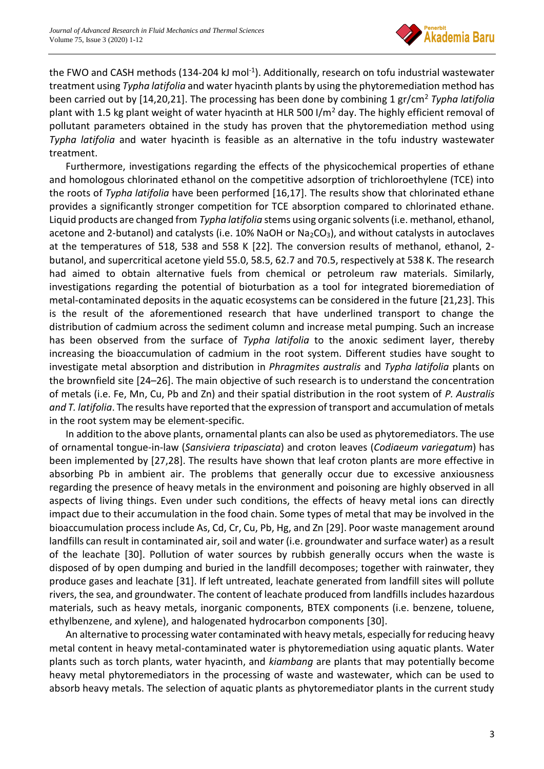the FWO and CASH methods (134-204 kJ $mol^{-1}$). Additionally, research on tofu industrial wastewater treatment using *Typha latifolia* and water hyacinth plants by using the phytoremediation method has been carried out by [14,20,21]. The processing has been done by combining 1 gr/$cm^2$ *Typha latifolia* plant with 1.5 kg plant weight of water hyacinth at HLR 500 l/$m^2$ day. The highly efficient removal of pollutant parameters obtained in the study has proven that the phytoremediation method using *Typha latifolia* and water hyacinth is feasible as an alternative in the tofu industry wastewater treatment.

Furthermore, investigations regarding the effects of the physicochemical properties of ethane and homologous chlorinated ethanol on the competitive adsorption of trichloroethylene (TCE) into the roots of *Typha latifolia* have been performed [16,17]. The results show that chlorinated ethane provides a significantly stronger competition for TCE absorption compared to chlorinated ethane. Liquid products are changed from *Typha latifolia* stems using organic solvents (i.e. methanol, ethanol, acetone and 2-butanol) and catalysts (i.e. 10% NaOH or $Na_2CO_3$), and without catalysts in autoclaves at the temperatures of 518, 538 and 558 K [22]. The conversion results of methanol, ethanol, 2-butanol, and supercritical acetone yield 55.0, 58.5, 62.7 and 70.5, respectively at 538 K. The research had aimed to obtain alternative fuels from chemical or petroleum raw materials. Similarly, investigations regarding the potential of bioturbation as a tool for integrated bioremediation of metal-contaminated deposits in the aquatic ecosystems can be considered in the future [21,23]. This is the result of the aforementioned research that have underlined transport to change the distribution of cadmium across the sediment column and increase metal pumping. Such an increase has been observed from the surface of *Typha latifolia* to the anoxic sediment layer, thereby increasing the bioaccumulation of cadmium in the root system. Different studies have sought to investigate metal absorption and distribution in *Phragmites australis* and *Typha latifolia* plants on the brownfield site [24–26]. The main objective of such research is to understand the concentration of metals (i.e. Fe, Mn, Cu, Pb and Zn) and their spatial distribution in the root system of *P. Australis and T. latifolia*. The results have reported that the expression of transport and accumulation of metals in the root system may be element-specific.

In addition to the above plants, ornamental plants can also be used as phytoremediators. The use of ornamental tongue-in-law (*Sansiviera tripasciata*) and croton leaves (*Codiaeum variegatum*) has been implemented by [27,28]. The results have shown that leaf croton plants are more effective in absorbing Pb in ambient air. The problems that generally occur due to excessive anxiousness regarding the presence of heavy metals in the environment and poisoning are highly observed in all aspects of living things. Even under such conditions, the effects of heavy metal ions can directly impact due to their accumulation in the food chain. Some types of metal that may be involved in the bioaccumulation process include As, Cd, Cr, Cu, Pb, Hg, and Zn [29]. Poor waste management around landfills can result in contaminated air, soil and water (i.e. groundwater and surface water) as a result of the leachate [30]. Pollution of water sources by rubbish generally occurs when the waste is disposed of by open dumping and buried in the landfill decomposes; together with rainwater, they produce gases and leachate [31]. If left untreated, leachate generated from landfill sites will pollute rivers, the sea, and groundwater. The content of leachate produced from landfills includes hazardous materials, such as heavy metals, inorganic components, BTEX components (i.e. benzene, toluene, ethylbenzene, and xylene), and halogenated hydrocarbon components [30].

An alternative to processing water contaminated with heavy metals, especially for reducing heavy metal content in heavy metal-contaminated water is phytoremediation using aquatic plants. Water plants such as torch plants, water hyacinth, and *kiambang* are plants that may potentially become heavy metal phytoremediators in the processing of waste and wastewater, which can be used to absorb heavy metals. The selection of aquatic plants as phytoremediator plants in the current study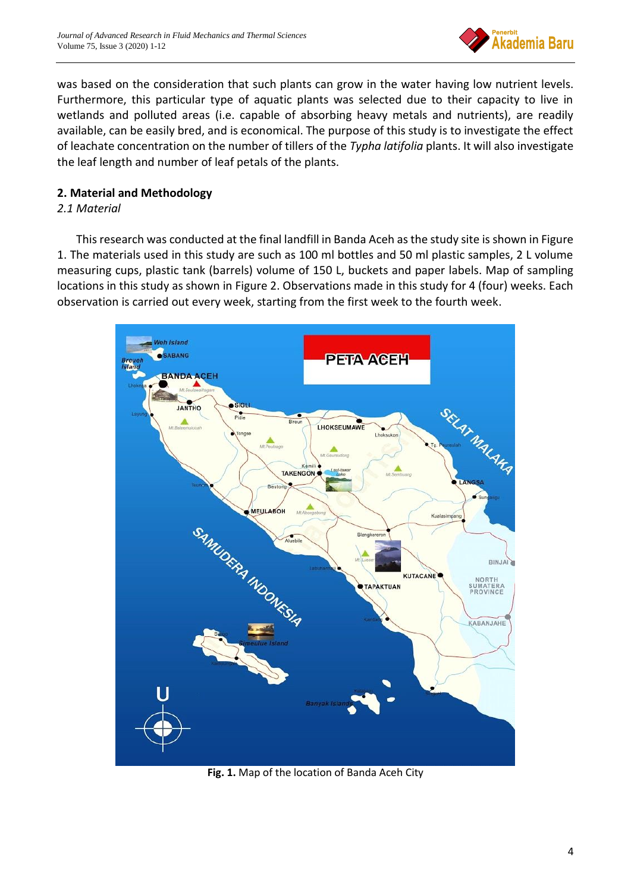was based on the consideration that such plants can grow in the water having low nutrient levels. Furthermore, this particular type of aquatic plants was selected due to their capacity to live in wetlands and polluted areas (i.e. capable of absorbing heavy metals and nutrients), are readily available, can be easily bred, and is economical. The purpose of this study is to investigate the effect of leachate concentration on the number of tillers of the *Typha latifolia* plants. It will also investigate the leaf length and number of leaf petals of the plants.

## 2. Material and Methodology

### *2.1 Material*

This research was conducted at the final landfill in Banda Aceh as the study site is shown in Figure 1. The materials used in this study are such as 100 ml bottles and 50 ml plastic samples, 2 L volume measuring cups, plastic tank (barrels) volume of 150 L, buckets and paper labels. Map of sampling locations in this study as shown in Figure 2. Observations made in this study for 4 (four) weeks. Each observation is carried out every week, starting from the first week to the fourth week.

**Fig. 1.** Map of the location of Banda Aceh City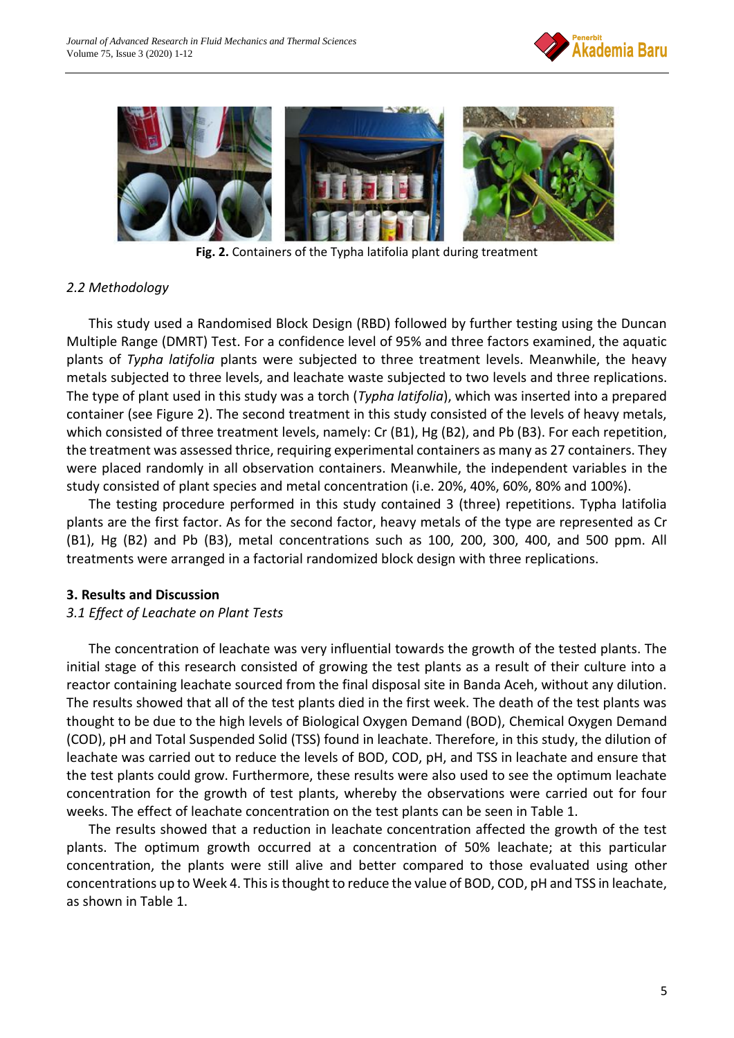Fig. 2. Containers of the Typha latifolia plant during treatment

### 2.2 Methodology

This study used a Randomised Block Design (RBD) followed by further testing using the Duncan Multiple Range (DMRT) Test. For a confidence level of 95% and three factors examined, the aquatic plants of *Typha latifolia* plants were subjected to three treatment levels. Meanwhile, the heavy metals subjected to three levels, and leachate waste subjected to two levels and three replications. The type of plant used in this study was a torch (*Typha latifolia*), which was inserted into a prepared container (see Figure 2). The second treatment in this study consisted of the levels of heavy metals, which consisted of three treatment levels, namely: Cr (B1), Hg (B2), and Pb (B3). For each repetition, the treatment was assessed thrice, requiring experimental containers as many as 27 containers. They were placed randomly in all observation containers. Meanwhile, the independent variables in the study consisted of plant species and metal concentration (i.e. 20%, 40%, 60%, 80% and 100%).

The testing procedure performed in this study contained 3 (three) repetitions. Typha latifolia plants are the first factor. As for the second factor, heavy metals of the type are represented as Cr (B1), Hg (B2) and Pb (B3), metal concentrations such as 100, 200, 300, 400, and 500 ppm. All treatments were arranged in a factorial randomized block design with three replications.

## 3. Results and Discussion

### 3.1 Effect of Leachate on Plant Tests

The concentration of leachate was very influential towards the growth of the tested plants. The initial stage of this research consisted of growing the test plants as a result of their culture into a reactor containing leachate sourced from the final disposal site in Banda Aceh, without any dilution. The results showed that all of the test plants died in the first week. The death of the test plants was thought to be due to the high levels of Biological Oxygen Demand (BOD), Chemical Oxygen Demand (COD), pH and Total Suspended Solid (TSS) found in leachate. Therefore, in this study, the dilution of leachate was carried out to reduce the levels of BOD, COD, pH, and TSS in leachate and ensure that the test plants could grow. Furthermore, these results were also used to see the optimum leachate concentration for the growth of test plants, whereby the observations were carried out for four weeks. The effect of leachate concentration on the test plants can be seen in Table 1.

The results showed that a reduction in leachate concentration affected the growth of the test plants. The optimum growth occurred at a concentration of 50% leachate; at this particular concentration, the plants were still alive and better compared to those evaluated using other concentrations up to Week 4. This is thought to reduce the value of BOD, COD, pH and TSS in leachate, as shown in Table 1.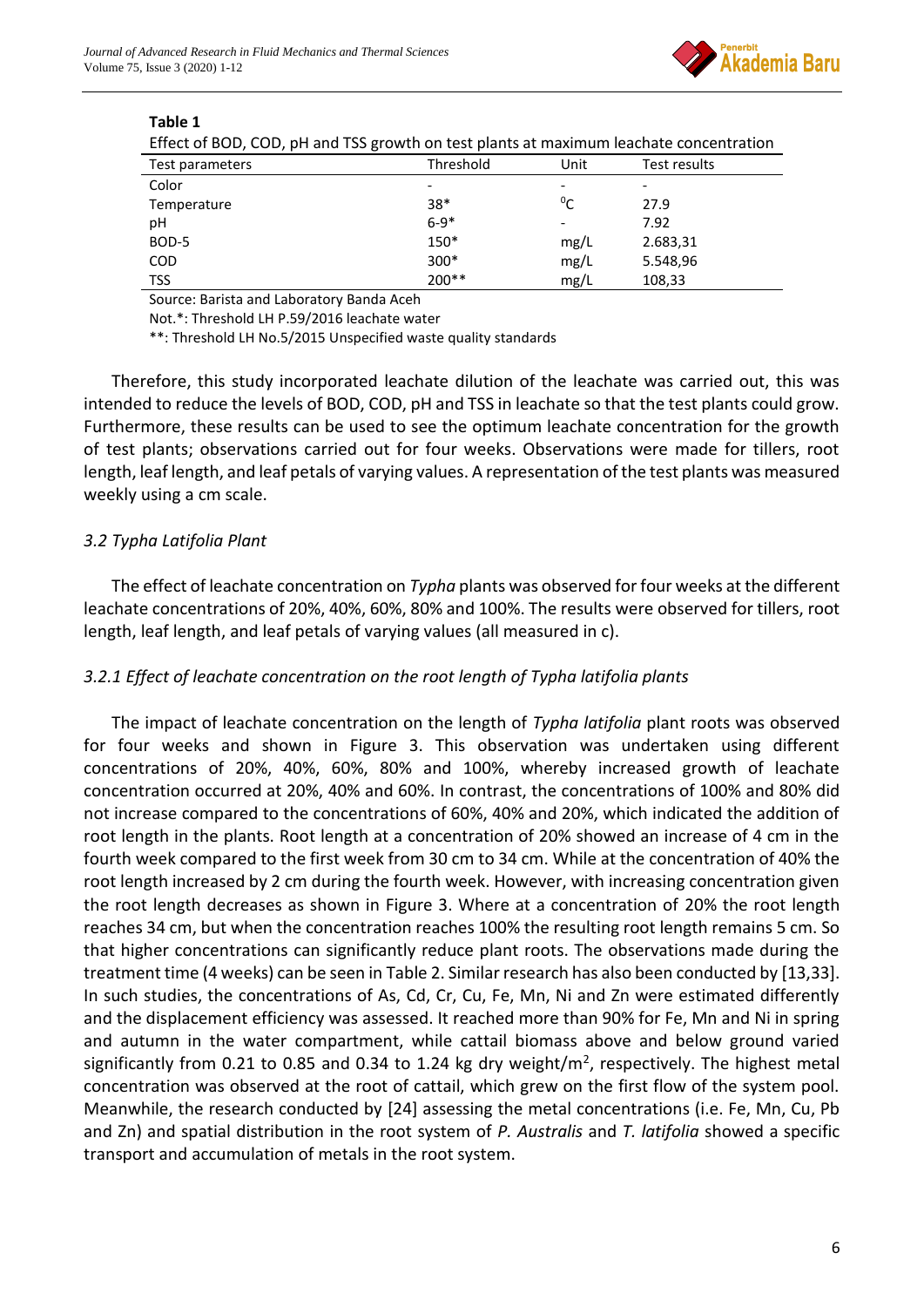**Table 1**

Effect of BOD, COD, pH and TSS growth on test plants at maximum leachate concentration

| Test parameters | Threshold | Unit | Test results |
|---|---|---|---|
| Color | - | - | - |
| Temperature | 38* | $^0C$ | 27.9 |
| pH | 6-9* | - | 7.92 |
| BOD-5 | 150* | mg/L | 2.683,31 |
| COD | 300* | mg/L | 5.548,96 |
| TSS | 200** | mg/L | 108,33 |

Source: Barista and Laboratory Banda Aceh

Not.*: Threshold LH P.59/2016 leachate water

**: Threshold LH No.5/2015 Unspecified waste quality standards

Therefore, this study incorporated leachate dilution of the leachate was carried out, this was intended to reduce the levels of BOD, COD, pH and TSS in leachate so that the test plants could grow. Furthermore, these results can be used to see the optimum leachate concentration for the growth of test plants; observations carried out for four weeks. Observations were made for tillers, root length, leaf length, and leaf petals of varying values. A representation of the test plants was measured weekly using a cm scale.

### *3.2 Typha Latifolia Plant*

The effect of leachate concentration on *Typha* plants was observed for four weeks at the different leachate concentrations of 20%, 40%, 60%, 80% and 100%. The results were observed for tillers, root length, leaf length, and leaf petals of varying values (all measured in c).

#### *3.2.1 Effect of leachate concentration on the root length of Typha latifolia plants*

The impact of leachate concentration on the length of *Typha latifolia* plant roots was observed for four weeks and shown in Figure 3. This observation was undertaken using different concentrations of 20%, 40%, 60%, 80% and 100%, whereby increased growth of leachate concentration occurred at 20%, 40% and 60%. In contrast, the concentrations of 100% and 80% did not increase compared to the concentrations of 60%, 40% and 20%, which indicated the addition of root length in the plants. Root length at a concentration of 20% showed an increase of 4 cm in the fourth week compared to the first week from 30 cm to 34 cm. While at the concentration of 40% the root length increased by 2 cm during the fourth week. However, with increasing concentration given the root length decreases as shown in Figure 3. Where at a concentration of 20% the root length reaches 34 cm, but when the concentration reaches 100% the resulting root length remains 5 cm. So that higher concentrations can significantly reduce plant roots. The observations made during the treatment time (4 weeks) can be seen in Table 2. Similar research has also been conducted by [13,33]. In such studies, the concentrations of As, Cd, Cr, Cu, Fe, Mn, Ni and Zn were estimated differently and the displacement efficiency was assessed. It reached more than 90% for Fe, Mn and Ni in spring and autumn in the water compartment, while cattail biomass above and below ground varied significantly from 0.21 to 0.85 and 0.34 to 1.24 kg dry weight/$m^2$, respectively. The highest metal concentration was observed at the root of cattail, which grew on the first flow of the system pool. Meanwhile, the research conducted by [24] assessing the metal concentrations (i.e. Fe, Mn, Cu, Pb and Zn) and spatial distribution in the root system of *P. Australis* and *T. latifolia* showed a specific transport and accumulation of metals in the root system.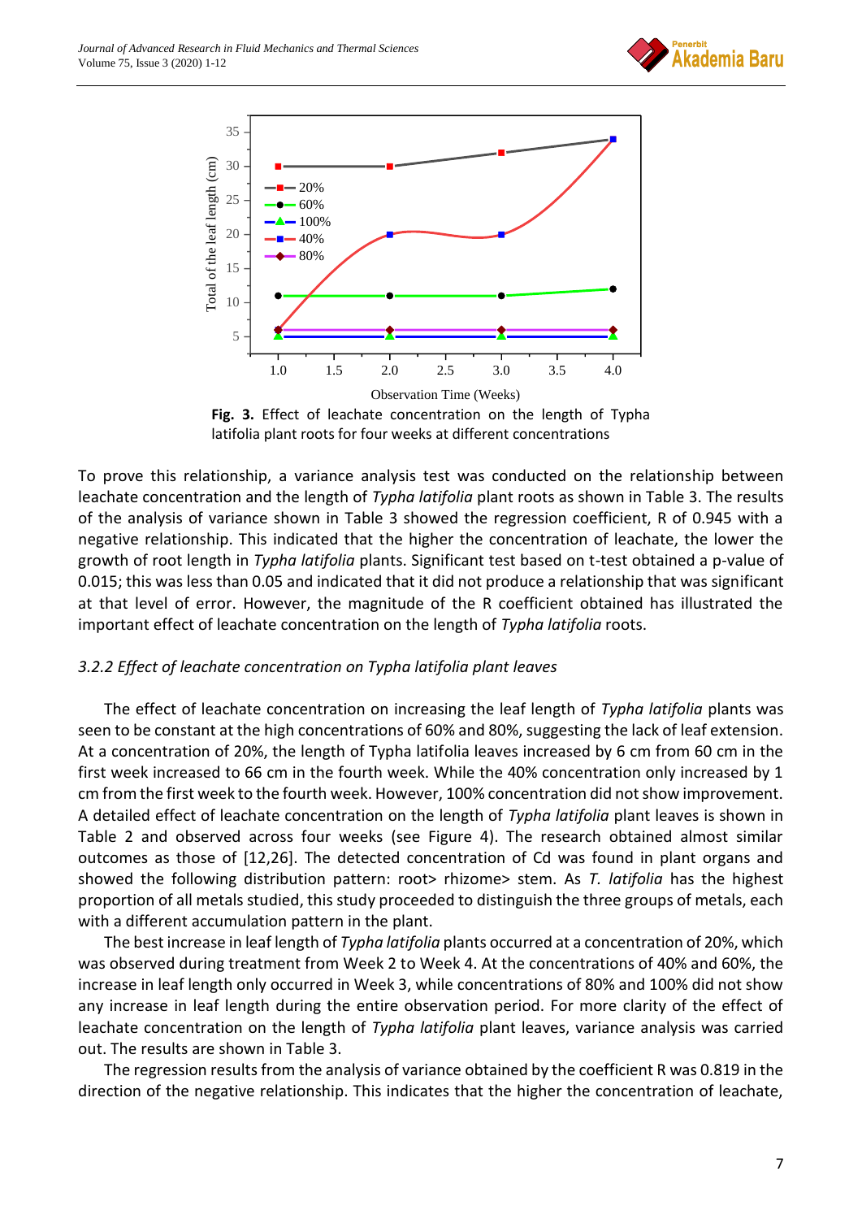**Fig. 3.** Effect of leachate concentration on the length of Typha latifolia plant roots for four weeks at different concentrations

To prove this relationship, a variance analysis test was conducted on the relationship between leachate concentration and the length of *Typha latifolia* plant roots as shown in Table 3. The results of the analysis of variance shown in Table 3 showed the regression coefficient, R of 0.945 with a negative relationship. This indicated that the higher the concentration of leachate, the lower the growth of root length in *Typha latifolia* plants. Significant test based on t-test obtained a p-value of 0.015; this was less than 0.05 and indicated that it did not produce a relationship that was significant at that level of error. However, the magnitude of the R coefficient obtained has illustrated the important effect of leachate concentration on the length of *Typha latifolia* roots.

### *3.2.2 Effect of leachate concentration on Typha latifolia plant leaves*

The effect of leachate concentration on increasing the leaf length of *Typha latifolia* plants was seen to be constant at the high concentrations of 60% and 80%, suggesting the lack of leaf extension. At a concentration of 20%, the length of Typha latifolia leaves increased by 6 cm from 60 cm in the first week increased to 66 cm in the fourth week. While the 40% concentration only increased by 1 cm from the first week to the fourth week. However, 100% concentration did not show improvement. A detailed effect of leachate concentration on the length of *Typha latifolia* plant leaves is shown in Table 2 and observed across four weeks (see Figure 4). The research obtained almost similar outcomes as those of [12,26]. The detected concentration of Cd was found in plant organs and showed the following distribution pattern: root> rhizome> stem. As *T. latifolia* has the highest proportion of all metals studied, this study proceeded to distinguish the three groups of metals, each with a different accumulation pattern in the plant.

The best increase in leaf length of *Typha latifolia* plants occurred at a concentration of 20%, which was observed during treatment from Week 2 to Week 4. At the concentrations of 40% and 60%, the increase in leaf length only occurred in Week 3, while concentrations of 80% and 100% did not show any increase in leaf length during the entire observation period. For more clarity of the effect of leachate concentration on the length of *Typha latifolia* plant leaves, variance analysis was carried out. The results are shown in Table 3.

The regression results from the analysis of variance obtained by the coefficient R was 0.819 in the direction of the negative relationship. This indicates that the higher the concentration of leachate,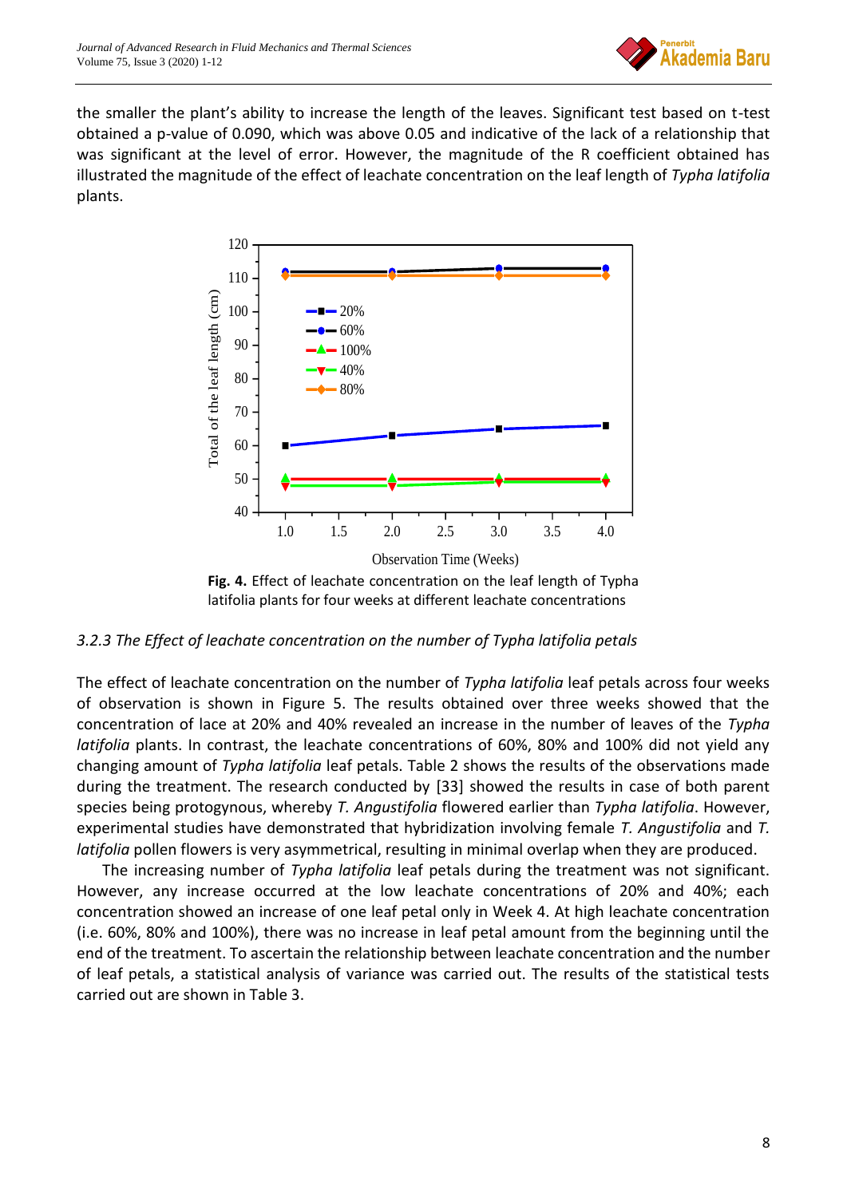the smaller the plant's ability to increase the length of the leaves. Significant test based on t-test obtained a p-value of 0.090, which was above 0.05 and indicative of the lack of a relationship that was significant at the level of error. However, the magnitude of the R coefficient obtained has illustrated the magnitude of the effect of leachate concentration on the leaf length of *Typha latifolia* plants.

**Fig. 4.** Effect of leachate concentration on the leaf length of Typha latifolia plants for four weeks at different leachate concentrations

### *3.2.3 The Effect of leachate concentration on the number of Typha latifolia petals*

The effect of leachate concentration on the number of *Typha latifolia* leaf petals across four weeks of observation is shown in Figure 5. The results obtained over three weeks showed that the concentration of lace at 20% and 40% revealed an increase in the number of leaves of the *Typha latifolia* plants. In contrast, the leachate concentrations of 60%, 80% and 100% did not yield any changing amount of *Typha latifolia* leaf petals. Table 2 shows the results of the observations made during the treatment. The research conducted by [33] showed the results in case of both parent species being protogynous, whereby *T. Angustifolia* flowered earlier than *Typha latifolia*. However, experimental studies have demonstrated that hybridization involving female *T. Angustifolia* and *T. latifolia* pollen flowers is very asymmetrical, resulting in minimal overlap when they are produced.

The increasing number of *Typha latifolia* leaf petals during the treatment was not significant. However, any increase occurred at the low leachate concentrations of 20% and 40%; each concentration showed an increase of one leaf petal only in Week 4. At high leachate concentration (i.e. 60%, 80% and 100%), there was no increase in leaf petal amount from the beginning until the end of the treatment. To ascertain the relationship between leachate concentration and the number of leaf petals, a statistical analysis of variance was carried out. The results of the statistical tests carried out are shown in Table 3.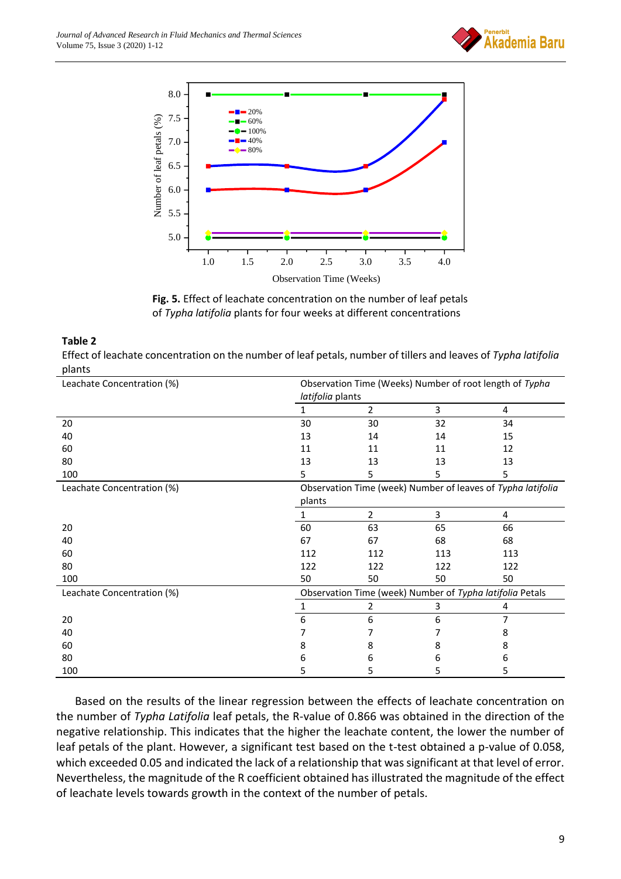**Fig. 5.** Effect of leachate concentration on the number of leaf petals of *Typha latifolia* plants for four weeks at different concentrations

**Table 2**

Effect of leachate concentration on the number of leaf petals, number of tillers and leaves of *Typha latifolia* plants

| Leachate Concentration (%) | Observation Time (Weeks) Number of root length of *Typha latifolia* plants | | | |
|---|---|---|---|---|
| | 1 | 2 | 3 | 4 |
| 20 | 30 | 30 | 32 | 34 |
| 40 | 13 | 14 | 14 | 15 |
| 60 | 11 | 11 | 11 | 12 |
| 80 | 13 | 13 | 13 | 13 |
| 100 | 5 | 5 | 5 | 5 |
| Leachate Concentration (%) | Observation Time (week) Number of leaves of *Typha latifolia* plants | | | |
| | 1 | 2 | 3 | 4 |
| 20 | 60 | 63 | 65 | 66 |
| 40 | 67 | 67 | 68 | 68 |
| 60 | 112 | 112 | 113 | 113 |
| 80 | 122 | 122 | 122 | 122 |
| 100 | 50 | 50 | 50 | 50 |
| Leachate Concentration (%) | Observation Time (week) Number of *Typha latifolia* Petals | | | |
| | 1 | 2 | 3 | 4 |
| 20 | 6 | 6 | 6 | 7 |
| 40 | 7 | 7 | 7 | 8 |
| 60 | 8 | 8 | 8 | 8 |
| 80 | 6 | 6 | 6 | 6 |
| 100 | 5 | 5 | 5 | 5 |

Based on the results of the linear regression between the effects of leachate concentration on the number of *Typha Latifolia* leaf petals, the R-value of 0.866 was obtained in the direction of the negative relationship. This indicates that the higher the leachate content, the lower the number of leaf petals of the plant. However, a significant test based on the t-test obtained a p-value of 0.058, which exceeded 0.05 and indicated the lack of a relationship that was significant at that level of error. Nevertheless, the magnitude of the R coefficient obtained has illustrated the magnitude of the effect of leachate levels towards growth in the context of the number of petals.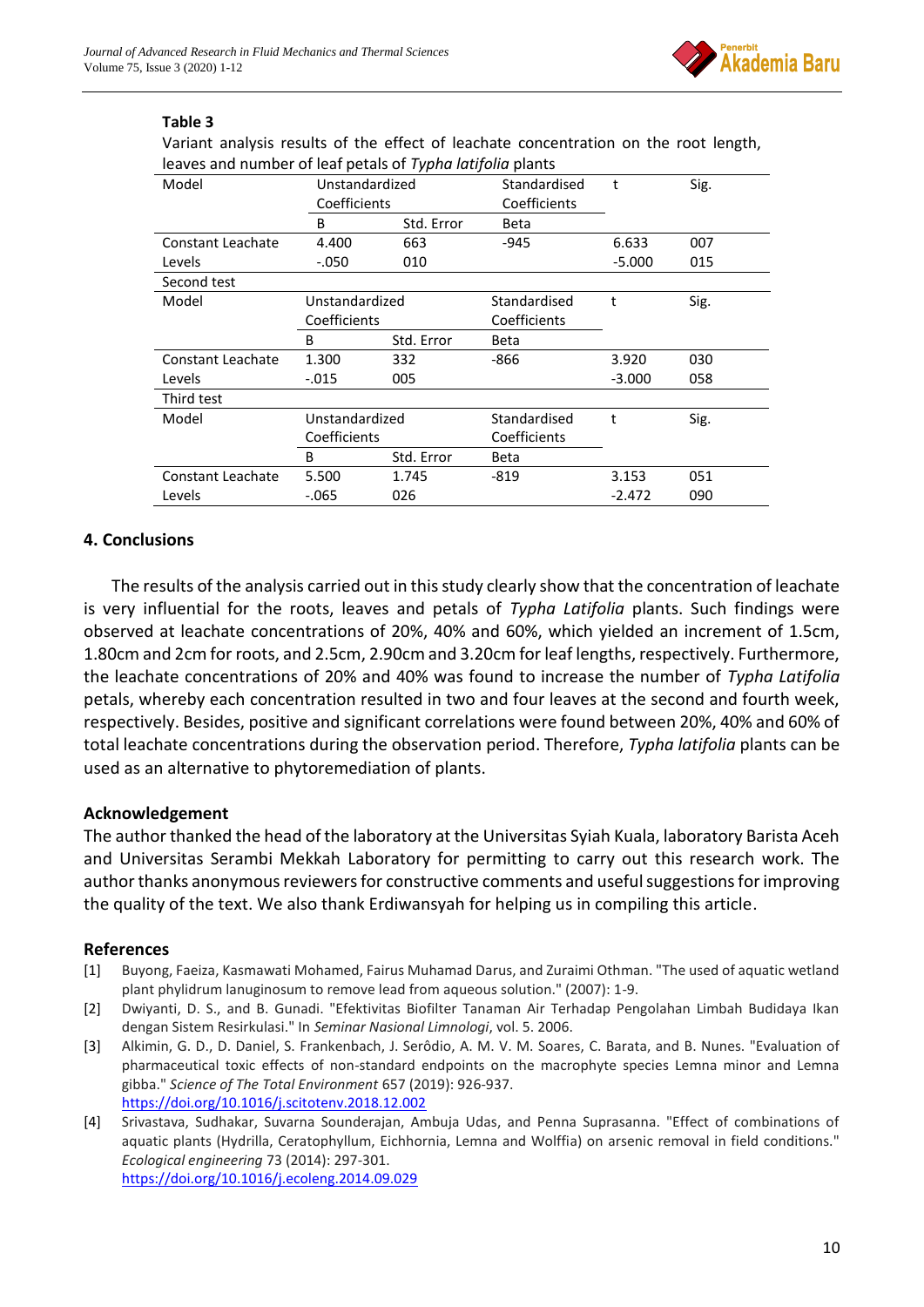**Table 3**

Variant analysis results of the effect of leachate concentration on the root length, leaves and number of leaf petals of *Typha latifolia* plants

| Model | Unstandardized Coefficients | | Standardised Coefficients | t | Sig. |
|---|---|---|---|---|---|
| | B | Std. Error | Beta | | |
| Constant Leachate | 4.400 | 663 | -945 | 6.633 | 007 |
| Levels | -.050 | 010 | | -5.000 | 015 |
| Second test | | | | | |
| Model | Unstandardized Coefficients | | Standardised Coefficients | t | Sig. |
| | B | Std. Error | Beta | | |
| Constant Leachate | 1.300 | 332 | -866 | 3.920 | 030 |
| Levels | -.015 | 005 | | -3.000 | 058 |
| Third test | | | | | |
| Model | Unstandardized Coefficients | | Standardised Coefficients | t | Sig. |
| | B | Std. Error | Beta | | |
| Constant Leachate | 5.500 | 1.745 | -819 | 3.153 | 051 |
| Levels | -.065 | 026 | | -2.472 | 090 |

## 4. Conclusions

The results of the analysis carried out in this study clearly show that the concentration of leachate is very influential for the roots, leaves and petals of *Typha Latifolia* plants. Such findings were observed at leachate concentrations of 20%, 40% and 60%, which yielded an increment of 1.5cm, 1.80cm and 2cm for roots, and 2.5cm, 2.90cm and 3.20cm for leaf lengths, respectively. Furthermore, the leachate concentrations of 20% and 40% was found to increase the number of *Typha Latifolia* petals, whereby each concentration resulted in two and four leaves at the second and fourth week, respectively. Besides, positive and significant correlations were found between 20%, 40% and 60% of total leachate concentrations during the observation period. Therefore, *Typha latifolia* plants can be used as an alternative to phytoremediation of plants.

## Acknowledgement

The author thanked the head of the laboratory at the Universitas Syiah Kuala, laboratory Barista Aceh and Universitas Serambi Mekkah Laboratory for permitting to carry out this research work. The author thanks anonymous reviewers for constructive comments and useful suggestions for improving the quality of the text. We also thank Erdiwansyah for helping us in compiling this article.

## References

[1] Buyong, Faeiza, Kasmawati Mohamed, Fairus Muhamad Darus, and Zuraimi Othman. "The used of aquatic wetland plant phylidrum lanuginosum to remove lead from aqueous solution." (2007): 1-9.

[2] Dwiyanti, D. S., and B. Gunadi. "Efektivitas Biofilter Tanaman Air Terhadap Pengolahan Limbah Budidaya Ikan dengan Sistem Resirkulasi." In *Seminar Nasional Limnologi*, vol. 5. 2006.

[3] Alkimin, G. D., D. Daniel, S. Frankenbach, J. Serôdio, A. M. V. M. Soares, C. Barata, and B. Nunes. "Evaluation of pharmaceutical toxic effects of non-standard endpoints on the macrophyte species Lemna minor and Lemna gibba." *Science of The Total Environment* 657 (2019): 926-937. https://doi.org/10.1016/j.scitotenv.2018.12.002

[4] Srivastava, Sudhakar, Suvarna Sounderajan, Ambuja Udas, and Penna Suprasanna. "Effect of combinations of aquatic plants (Hydrilla, Ceratophyllum, Eichhornia, Lemna and Wolffia) on arsenic removal in field conditions." *Ecological engineering* 73 (2014): 297-301. https://doi.org/10.1016/j.ecoleng.2014.09.029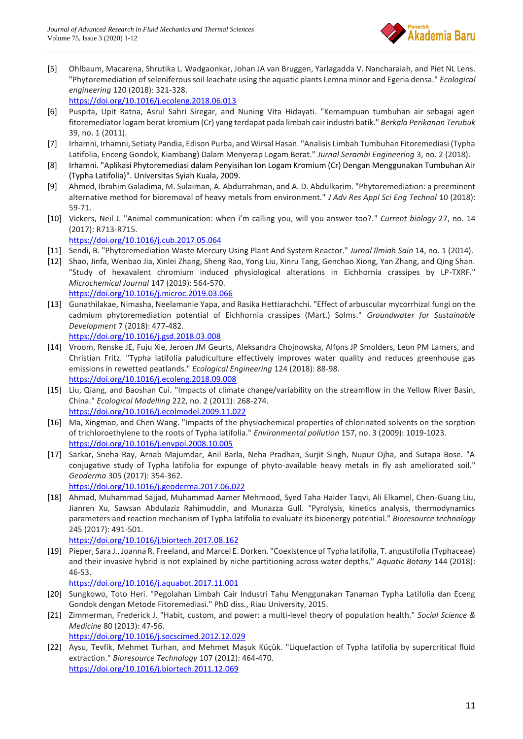[5] Ohlbaum, Macarena, Shrutika L. Wadgaonkar, Johan JA van Bruggen, Yarlagadda V. Nancharaiah, and Piet NL Lens. "Phytoremediation of seleniferous soil leachate using the aquatic plants Lemna minor and Egeria densa." *Ecological engineering* 120 (2018): 321-328. https://doi.org/10.1016/j.ecoleng.2018.06.013

[6] Puspita, Upit Ratna, Asrul Sahri Siregar, and Nuning Vita Hidayati. "Kemampuan tumbuhan air sebagai agen fitoremediator logam berat kromium (Cr) yang terdapat pada limbah cair industri batik." *Berkala Perikanan Terubuk* 39, no. 1 (2011).

[7] Irhamni, Irhamni, Setiaty Pandia, Edison Purba, and Wirsal Hasan. "Analisis Limbah Tumbuhan Fitoremediasi (Typha Latifolia, Enceng Gondok, Kiambang) Dalam Menyerap Logam Berat." *Jurnal Serambi Engineering* 3, no. 2 (2018).

[8] Irhamni. "Aplikasi Phytoremediasi dalam Penyisihan Ion Logam Kromium (Cr) Dengan Menggunakan Tumbuhan Air (Typha Latifolia)". Universitas Syiah Kuala, 2009.

[9] Ahmed, Ibrahim Galadima, M. Sulaiman, A. Abdurrahman, and A. D. Abdulkarim. "Phytoremediation: a preeminent alternative method for bioremoval of heavy metals from environment." *J Adv Res Appl Sci Eng Technol* 10 (2018): 59-71.

[10] Vickers, Neil J. "Animal communication: when i'm calling you, will you answer too?." *Current biology* 27, no. 14 (2017): R713-R715. https://doi.org/10.1016/j.cub.2017.05.064

[11] Sendi, B. "Phytoremediation Waste Mercury Using Plant And System Reactor." *Jurnal Ilmiah Sain* 14, no. 1 (2014).

[12] Shao, Jinfa, Wenbao Jia, Xinlei Zhang, Sheng Rao, Yong Liu, Xinru Tang, Genchao Xiong, Yan Zhang, and Qing Shan. "Study of hexavalent chromium induced physiological alterations in Eichhornia crassipes by LP-TXRF." *Microchemical Journal* 147 (2019): 564-570. https://doi.org/10.1016/j.microc.2019.03.066

[13] Gunathilakae, Nimasha, Neelamanie Yapa, and Rasika Hettiarachchi. "Effect of arbuscular mycorrhizal fungi on the cadmium phytoremediation potential of Eichhornia crassipes (Mart.) Solms." *Groundwater for Sustainable Development* 7 (2018): 477-482. https://doi.org/10.1016/j.gsd.2018.03.008

[14] Vroom, Renske JE, Fuju Xie, Jeroen JM Geurts, Aleksandra Chojnowska, Alfons JP Smolders, Leon PM Lamers, and Christian Fritz. "Typha latifolia paludiculture effectively improves water quality and reduces greenhouse gas emissions in rewetted peatlands." *Ecological Engineering* 124 (2018): 88-98. https://doi.org/10.1016/j.ecoleng.2018.09.008

[15] Liu, Qiang, and Baoshan Cui. "Impacts of climate change/variability on the streamflow in the Yellow River Basin, China." *Ecological Modelling* 222, no. 2 (2011): 268-274. https://doi.org/10.1016/j.ecolmodel.2009.11.022

[16] Ma, Xingmao, and Chen Wang. "Impacts of the physiochemical properties of chlorinated solvents on the sorption of trichloroethylene to the roots of Typha latifolia." *Environmental pollution* 157, no. 3 (2009): 1019-1023. https://doi.org/10.1016/j.envpol.2008.10.005

[17] Sarkar, Sneha Ray, Arnab Majumdar, Anil Barla, Neha Pradhan, Surjit Singh, Nupur Ojha, and Sutapa Bose. "A conjugative study of Typha latifolia for expunge of phyto-available heavy metals in fly ash ameliorated soil." *Geoderma* 305 (2017): 354-362. https://doi.org/10.1016/j.geoderma.2017.06.022

[18] Ahmad, Muhammad Sajjad, Muhammad Aamer Mehmood, Syed Taha Haider Taqvi, Ali Elkamel, Chen-Guang Liu, Jianren Xu, Sawsan Abdulaziz Rahimuddin, and Munazza Gull. "Pyrolysis, kinetics analysis, thermodynamics parameters and reaction mechanism of Typha latifolia to evaluate its bioenergy potential." *Bioresource technology* 245 (2017): 491-501. https://doi.org/10.1016/j.biortech.2017.08.162

[19] Pieper, Sara J., Joanna R. Freeland, and Marcel E. Dorken. "Coexistence of Typha latifolia, T. angustifolia (Typhaceae) and their invasive hybrid is not explained by niche partitioning across water depths." *Aquatic Botany* 144 (2018): 46-53. https://doi.org/10.1016/j.aquabot.2017.11.001

[20] Sungkowo, Toto Heri. "Pegolahan Limbah Cair Industri Tahu Menggunakan Tanaman Typha Latifolia dan Eceng Gondok dengan Metode Fitoremediasi." PhD diss., Riau University, 2015.

[21] Zimmerman, Frederick J. "Habit, custom, and power: a multi-level theory of population health." *Social Science & Medicine* 80 (2013): 47-56. https://doi.org/10.1016/j.socscimed.2012.12.029

[22] Aysu, Tevfik, Mehmet Turhan, and Mehmet Maşuk Küçük. "Liquefaction of Typha latifolia by supercritical fluid extraction." *Bioresource Technology* 107 (2012): 464-470. https://doi.org/10.1016/j.biortech.2011.12.069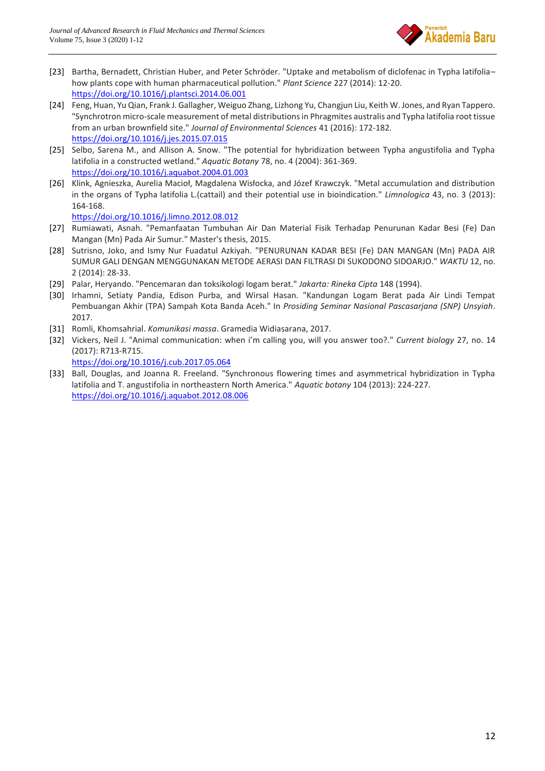[23] Bartha, Bernadett, Christian Huber, and Peter Schröder. "Uptake and metabolism of diclofenac in Typha latifolia–how plants cope with human pharmaceutical pollution." *Plant Science* 227 (2014): 12-20. https://doi.org/10.1016/j.plantsci.2014.06.001

[24] Feng, Huan, Yu Qian, Frank J. Gallagher, Weiguo Zhang, Lizhong Yu, Changjun Liu, Keith W. Jones, and Ryan Tappero. "Synchrotron micro-scale measurement of metal distributions in Phragmites australis and Typha latifolia root tissue from an urban brownfield site." *Journal of Environmental Sciences* 41 (2016): 172-182. https://doi.org/10.1016/j.jes.2015.07.015

[25] Selbo, Sarena M., and Allison A. Snow. "The potential for hybridization between Typha angustifolia and Typha latifolia in a constructed wetland." *Aquatic Botany* 78, no. 4 (2004): 361-369. https://doi.org/10.1016/j.aquabot.2004.01.003

[26] Klink, Agnieszka, Aurelia Macioł, Magdalena Wisłocka, and Józef Krawczyk. "Metal accumulation and distribution in the organs of Typha latifolia L.(cattail) and their potential use in bioindication." *Limnologica* 43, no. 3 (2013): 164-168. https://doi.org/10.1016/j.limno.2012.08.012

[27] Rumiawati, Asnah. "Pemanfaatan Tumbuhan Air Dan Material Fisik Terhadap Penurunan Kadar Besi (Fe) Dan Mangan (Mn) Pada Air Sumur." Master's thesis, 2015.

[28] Sutrisno, Joko, and Ismy Nur Fuadatul Azkiyah. "PENURUNAN KADAR BESI (Fe) DAN MANGAN (Mn) PADA AIR SUMUR GALI DENGAN MENGGUNAKAN METODE AERASI DAN FILTRASI DI SUKODONO SIDOARJO." *WAKTU* 12, no. 2 (2014): 28-33.

[29] Palar, Heryando. "Pencemaran dan toksikologi logam berat." *Jakarta: Rineka Cipta* 148 (1994).

[30] Irhamni, Setiaty Pandia, Edison Purba, and Wirsal Hasan. "Kandungan Logam Berat pada Air Lindi Tempat Pembuangan Akhir (TPA) Sampah Kota Banda Aceh." In *Prosiding Seminar Nasional Pascasarjana (SNP) Unsyiah*. 2017.

[31] Romli, Khomsahrial. *Komunikasi massa*. Gramedia Widiasarana, 2017.

[32] Vickers, Neil J. "Animal communication: when i'm calling you, will you answer too?." *Current biology* 27, no. 14 (2017): R713-R715. https://doi.org/10.1016/j.cub.2017.05.064

[33] Ball, Douglas, and Joanna R. Freeland. "Synchronous flowering times and asymmetrical hybridization in Typha latifolia and T. angustifolia in northeastern North America." *Aquatic botany* 104 (2013): 224-227. https://doi.org/10.1016/j.aquabot.2012.08.006